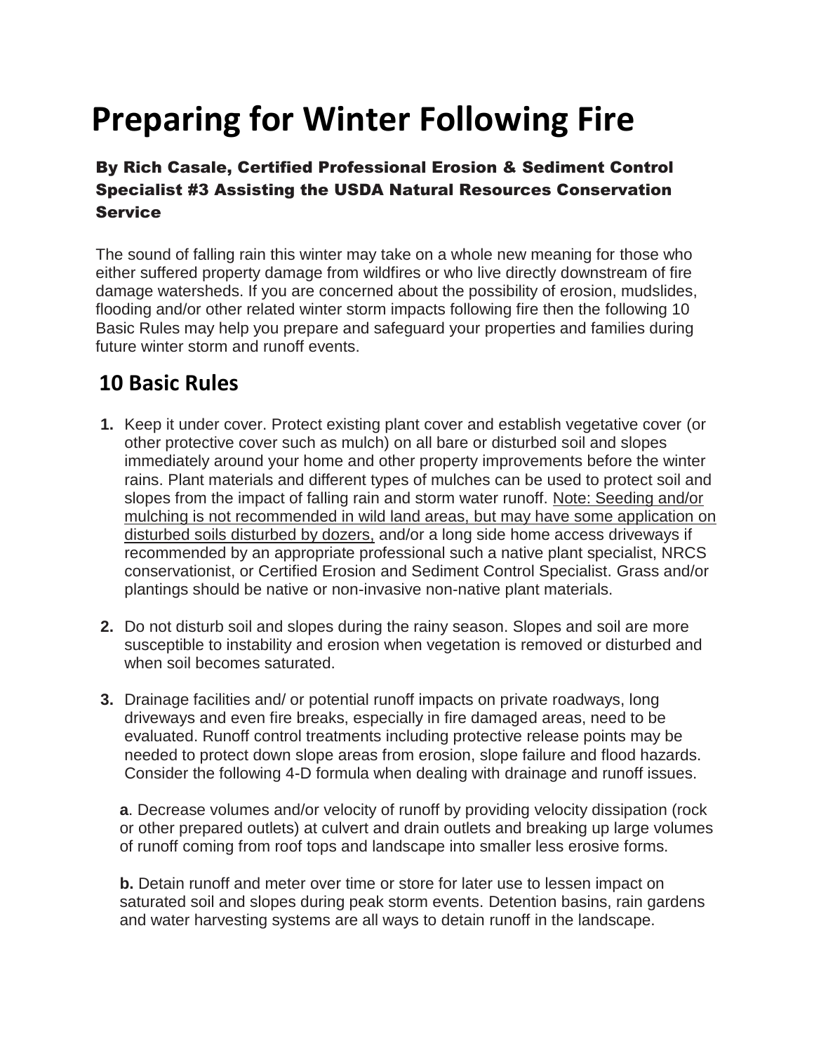# Preparing for Winter Following Fire

**By Rich Casale, Certified Professional Erosion & Sediment Control Specialist #3 Assisting the USDA Natural Resources Conservation Service**

The sound of falling rain this winter may take on a whole new meaning for those who either suffered property damage from wildfires or who live directly downstream of fire damage watersheds. If you are concerned about the possibility of erosion, mudslides, flooding and/or other related winter storm impacts following fire then the following 10 Basic Rules may help you prepare and safeguard your properties and families during future winter storm and runoff events.

## 10 Basic Rules

1. Keep it under cover. Protect existing plant cover and establish vegetative cover (or other protective cover such as mulch) on all bare or disturbed soil and slopes immediately around your home and other property improvements before the winter rains. Plant materials and different types of mulches can be used to protect soil and slopes from the impact of falling rain and storm water runoff. <u>Note: Seeding and/or mulching is not recommended in wild land areas, but may have some application on disturbed soils disturbed by dozers,</u> and/or a long side home access driveways if recommended by an appropriate professional such a native plant specialist, NRCS conservationist, or Certified Erosion and Sediment Control Specialist. Grass and/or plantings should be native or non-invasive non-native plant materials.

2. Do not disturb soil and slopes during the rainy season. Slopes and soil are more susceptible to instability and erosion when vegetation is removed or disturbed and when soil becomes saturated.

3. Drainage facilities and/ or potential runoff impacts on private roadways, long driveways and even fire breaks, especially in fire damaged areas, need to be evaluated. Runoff control treatments including protective release points may be needed to protect down slope areas from erosion, slope failure and flood hazards. Consider the following 4-D formula when dealing with drainage and runoff issues.

   **a**. Decrease volumes and/or velocity of runoff by providing velocity dissipation (rock or other prepared outlets) at culvert and drain outlets and breaking up large volumes of runoff coming from roof tops and landscape into smaller less erosive forms.

   **b.** Detain runoff and meter over time or store for later use to lessen impact on saturated soil and slopes during peak storm events. Detention basins, rain gardens and water harvesting systems are all ways to detain runoff in the landscape.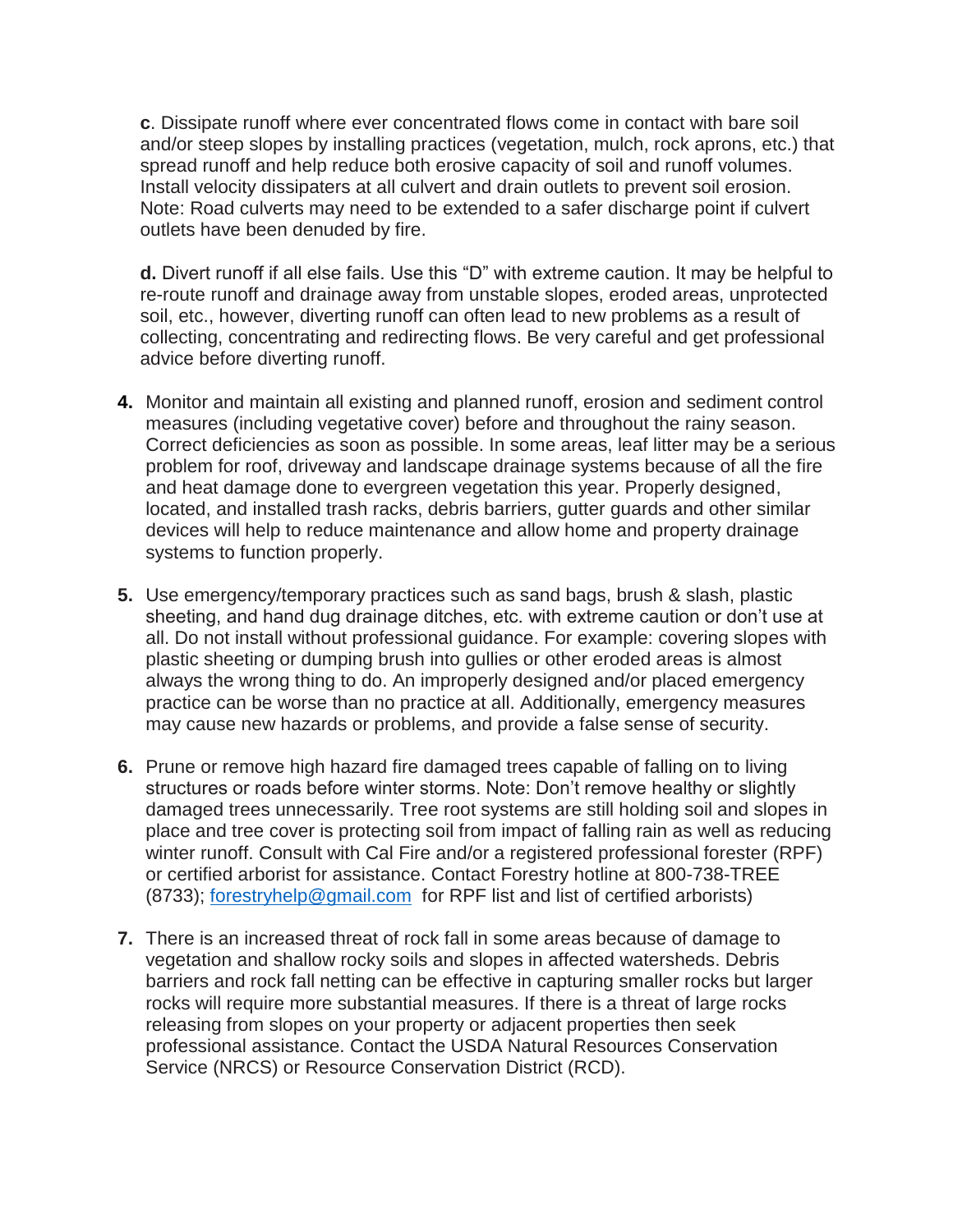**c**. Dissipate runoff where ever concentrated flows come in contact with bare soil and/or steep slopes by installing practices (vegetation, mulch, rock aprons, etc.) that spread runoff and help reduce both erosive capacity of soil and runoff volumes. Install velocity dissipaters at all culvert and drain outlets to prevent soil erosion. Note: Road culverts may need to be extended to a safer discharge point if culvert outlets have been denuded by fire.

**d.** Divert runoff if all else fails. Use this "D" with extreme caution. It may be helpful to re-route runoff and drainage away from unstable slopes, eroded areas, unprotected soil, etc., however, diverting runoff can often lead to new problems as a result of collecting, concentrating and redirecting flows. Be very careful and get professional advice before diverting runoff.

4. Monitor and maintain all existing and planned runoff, erosion and sediment control measures (including vegetative cover) before and throughout the rainy season. Correct deficiencies as soon as possible. In some areas, leaf litter may be a serious problem for roof, driveway and landscape drainage systems because of all the fire and heat damage done to evergreen vegetation this year. Properly designed, located, and installed trash racks, debris barriers, gutter guards and other similar devices will help to reduce maintenance and allow home and property drainage systems to function properly.

5. Use emergency/temporary practices such as sand bags, brush & slash, plastic sheeting, and hand dug drainage ditches, etc. with extreme caution or don't use at all. Do not install without professional guidance. For example: covering slopes with plastic sheeting or dumping brush into gullies or other eroded areas is almost always the wrong thing to do. An improperly designed and/or placed emergency practice can be worse than no practice at all. Additionally, emergency measures may cause new hazards or problems, and provide a false sense of security.

6. Prune or remove high hazard fire damaged trees capable of falling on to living structures or roads before winter storms. Note: Don't remove healthy or slightly damaged trees unnecessarily. Tree root systems are still holding soil and slopes in place and tree cover is protecting soil from impact of falling rain as well as reducing winter runoff. Consult with Cal Fire and/or a registered professional forester (RPF) or certified arborist for assistance. Contact Forestry hotline at 800-738-TREE (8733); forestryhelp@gmail.com for RPF list and list of certified arborists)

7. There is an increased threat of rock fall in some areas because of damage to vegetation and shallow rocky soils and slopes in affected watersheds. Debris barriers and rock fall netting can be effective in capturing smaller rocks but larger rocks will require more substantial measures. If there is a threat of large rocks releasing from slopes on your property or adjacent properties then seek professional assistance. Contact the USDA Natural Resources Conservation Service (NRCS) or Resource Conservation District (RCD).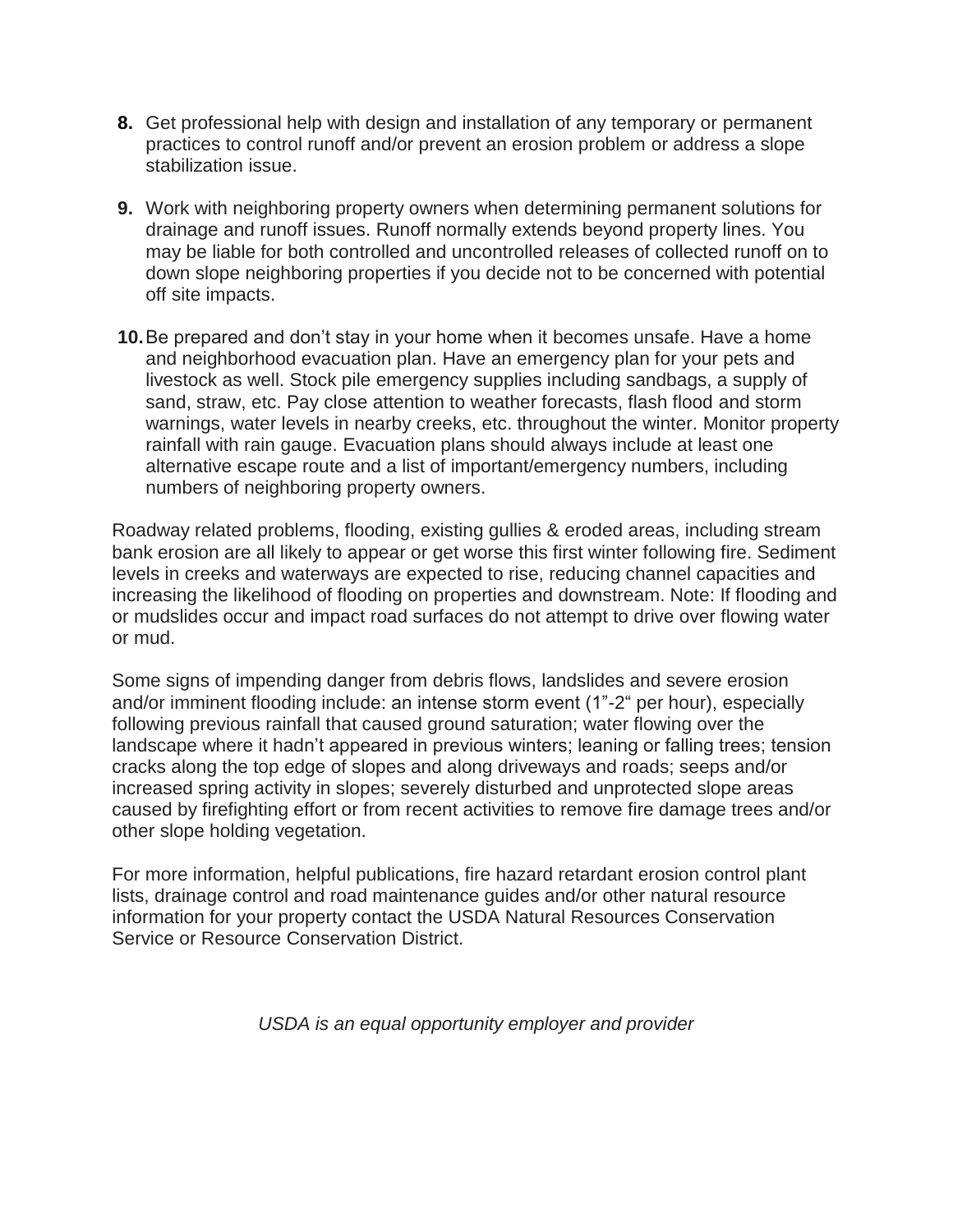8. Get professional help with design and installation of any temporary or permanent practices to control runoff and/or prevent an erosion problem or address a slope stabilization issue.

9. Work with neighboring property owners when determining permanent solutions for drainage and runoff issues. Runoff normally extends beyond property lines. You may be liable for both controlled and uncontrolled releases of collected runoff on to down slope neighboring properties if you decide not to be concerned with potential off site impacts.

10. Be prepared and don't stay in your home when it becomes unsafe. Have a home and neighborhood evacuation plan. Have an emergency plan for your pets and livestock as well. Stock pile emergency supplies including sandbags, a supply of sand, straw, etc. Pay close attention to weather forecasts, flash flood and storm warnings, water levels in nearby creeks, etc. throughout the winter. Monitor property rainfall with rain gauge. Evacuation plans should always include at least one alternative escape route and a list of important/emergency numbers, including numbers of neighboring property owners.

Roadway related problems, flooding, existing gullies & eroded areas, including stream bank erosion are all likely to appear or get worse this first winter following fire. Sediment levels in creeks and waterways are expected to rise, reducing channel capacities and increasing the likelihood of flooding on properties and downstream. Note: If flooding and or mudslides occur and impact road surfaces do not attempt to drive over flowing water or mud.

Some signs of impending danger from debris flows, landslides and severe erosion and/or imminent flooding include: an intense storm event (1"-2" per hour), especially following previous rainfall that caused ground saturation; water flowing over the landscape where it hadn't appeared in previous winters; leaning or falling trees; tension cracks along the top edge of slopes and along driveways and roads; seeps and/or increased spring activity in slopes; severely disturbed and unprotected slope areas caused by firefighting effort or from recent activities to remove fire damage trees and/or other slope holding vegetation.

For more information, helpful publications, fire hazard retardant erosion control plant lists, drainage control and road maintenance guides and/or other natural resource information for your property contact the USDA Natural Resources Conservation Service or Resource Conservation District.

*USDA is an equal opportunity employer and provider*